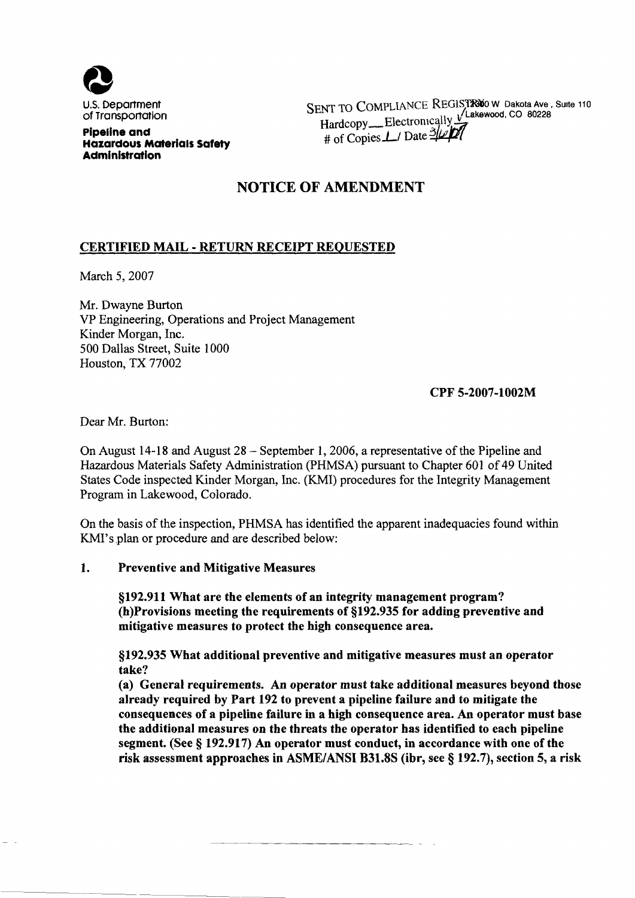U.S. Department of Transportation

**Pipeline and Hazardous Materials Safety Administration**

SENT TO COMPLIANCE REGISTRY
Hardcopy___ Electronically ✓
# of Copies 1 / Date 3/6/07

12300 W Dakota Ave, Suite 110
Lakewood, CO 80228

# NOTICE OF AMENDMENT

## CERTIFIED MAIL - RETURN RECEIPT REQUESTED

March 5, 2007

Mr. Dwayne Burton
VP Engineering, Operations and Project Management
Kinder Morgan, Inc.
500 Dallas Street, Suite 1000
Houston, TX 77002

**CPF 5-2007-1002M**

Dear Mr. Burton:

On August 14-18 and August 28 – September 1, 2006, a representative of the Pipeline and Hazardous Materials Safety Administration (PHMSA) pursuant to Chapter 601 of 49 United States Code inspected Kinder Morgan, Inc. (KMI) procedures for the Integrity Management Program in Lakewood, Colorado.

On the basis of the inspection, PHMSA has identified the apparent inadequacies found within KMI's plan or procedure and are described below:

1. **Preventive and Mitigative Measures**

   **§192.911 What are the elements of an integrity management program? (h)Provisions meeting the requirements of §192.935 for adding preventive and mitigative measures to protect the high consequence area.**

   **§192.935 What additional preventive and mitigative measures must an operator take?**
   **(a) General requirements. An operator must take additional measures beyond those already required by Part 192 to prevent a pipeline failure and to mitigate the consequences of a pipeline failure in a high consequence area. An operator must base the additional measures on the threats the operator has identified to each pipeline segment. (See § 192.917) An operator must conduct, in accordance with one of the risk assessment approaches in ASME/ANSI B31.8S (ibr, see § 192.7), section 5, a risk**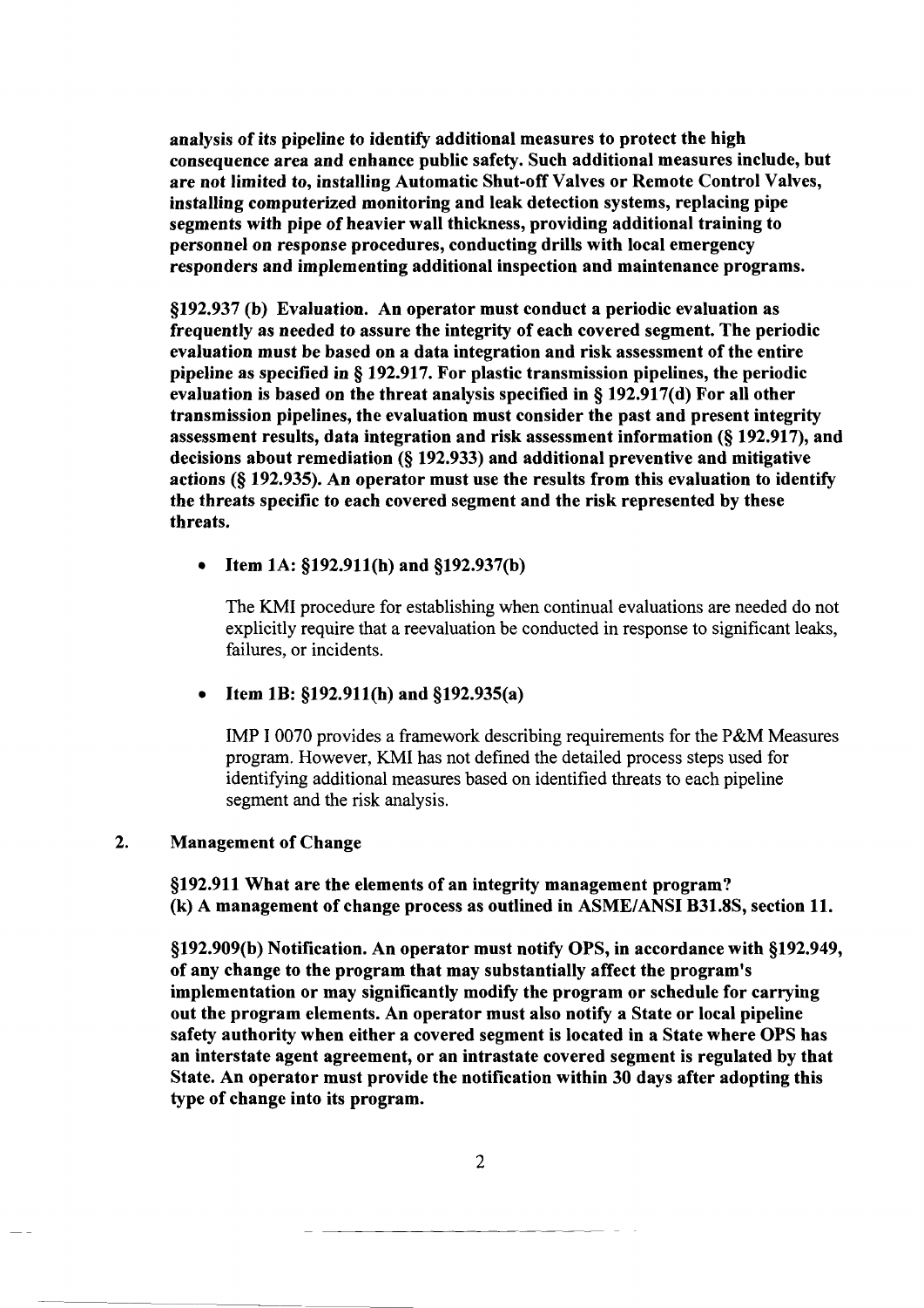**analysis of its pipeline to identify additional measures to protect the high consequence area and enhance public safety. Such additional measures include, but are not limited to, installing Automatic Shut-off Valves or Remote Control Valves, installing computerized monitoring and leak detection systems, replacing pipe segments with pipe of heavier wall thickness, providing additional training to personnel on response procedures, conducting drills with local emergency responders and implementing additional inspection and maintenance programs.**

**§192.937 (b) Evaluation. An operator must conduct a periodic evaluation as frequently as needed to assure the integrity of each covered segment. The periodic evaluation must be based on a data integration and risk assessment of the entire pipeline as specified in § 192.917. For plastic transmission pipelines, the periodic evaluation is based on the threat analysis specified in § 192.917(d) For all other transmission pipelines, the evaluation must consider the past and present integrity assessment results, data integration and risk assessment information (§ 192.917), and decisions about remediation (§ 192.933) and additional preventive and mitigative actions (§ 192.935). An operator must use the results from this evaluation to identify the threats specific to each covered segment and the risk represented by these threats.**

- **Item 1A: §192.911(h) and §192.937(b)**

  The KMI procedure for establishing when continual evaluations are needed do not explicitly require that a reevaluation be conducted in response to significant leaks, failures, or incidents.

- **Item 1B: §192.911(h) and §192.935(a)**

  IMP I 0070 provides a framework describing requirements for the P&M Measures program. However, KMI has not defined the detailed process steps used for identifying additional measures based on identified threats to each pipeline segment and the risk analysis.

## 2. Management of Change

**§192.911 What are the elements of an integrity management program? (k) A management of change process as outlined in ASME/ANSI B31.8S, section 11.**

**§192.909(b) Notification. An operator must notify OPS, in accordance with §192.949, of any change to the program that may substantially affect the program's implementation or may significantly modify the program or schedule for carrying out the program elements. An operator must also notify a State or local pipeline safety authority when either a covered segment is located in a State where OPS has an interstate agent agreement, or an intrastate covered segment is regulated by that State. An operator must provide the notification within 30 days after adopting this type of change into its program.**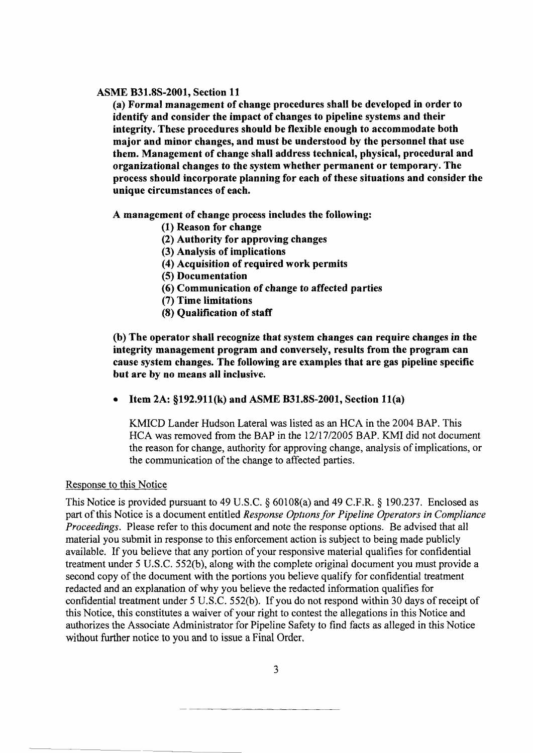**ASME B31.8S-2001, Section 11**

**(a) Formal management of change procedures shall be developed in order to identify and consider the impact of changes to pipeline systems and their integrity. These procedures should be flexible enough to accommodate both major and minor changes, and must be understood by the personnel that use them. Management of change shall address technical, physical, procedural and organizational changes to the system whether permanent or temporary. The process should incorporate planning for each of these situations and consider the unique circumstances of each.**

**A management of change process includes the following:**

**(1) Reason for change**
**(2) Authority for approving changes**
**(3) Analysis of implications**
**(4) Acquisition of required work permits**
**(5) Documentation**
**(6) Communication of change to affected parties**
**(7) Time limitations**
**(8) Qualification of staff**

**(b) The operator shall recognize that system changes can require changes in the integrity management program and conversely, results from the program can cause system changes. The following are examples that are gas pipeline specific but are by no means all inclusive.**

- **Item 2A: §192.911(k) and ASME B31.8S-2001, Section 11(a)**

  KMICD Lander Hudson Lateral was listed as an HCA in the 2004 BAP. This HCA was removed from the BAP in the 12/17/2005 BAP. KMI did not document the reason for change, authority for approving change, analysis of implications, or the communication of the change to affected parties.

Response to this Notice

This Notice is provided pursuant to 49 U.S.C. § 60108(a) and 49 C.F.R. § 190.237. Enclosed as part of this Notice is a document entitled *Response Options for Pipeline Operators in Compliance Proceedings*. Please refer to this document and note the response options. Be advised that all material you submit in response to this enforcement action is subject to being made publicly available. If you believe that any portion of your responsive material qualifies for confidential treatment under 5 U.S.C. 552(b), along with the complete original document you must provide a second copy of the document with the portions you believe qualify for confidential treatment redacted and an explanation of why you believe the redacted information qualifies for confidential treatment under 5 U.S.C. 552(b). If you do not respond within 30 days of receipt of this Notice, this constitutes a waiver of your right to contest the allegations in this Notice and authorizes the Associate Administrator for Pipeline Safety to find facts as alleged in this Notice without further notice to you and to issue a Final Order.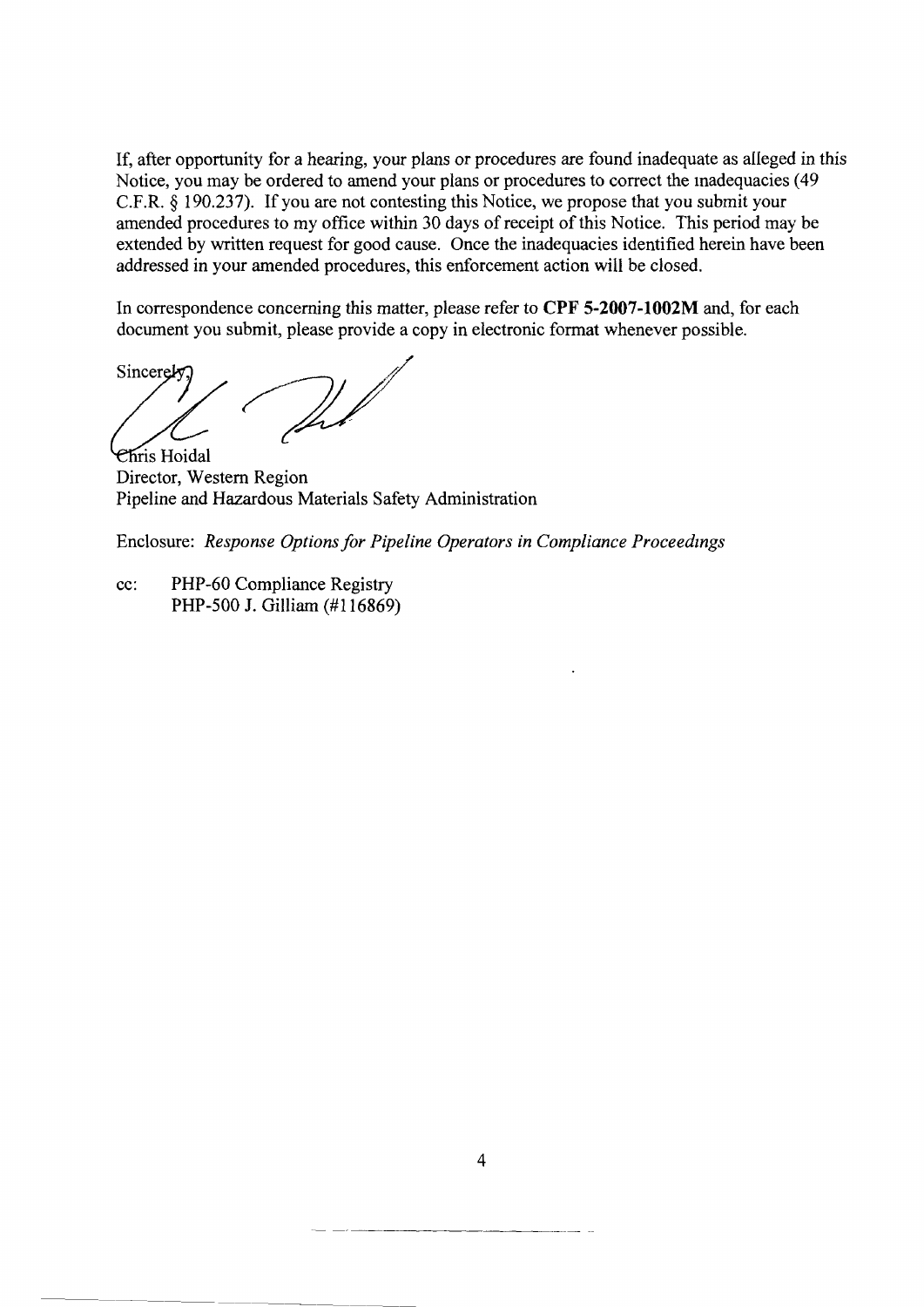If, after opportunity for a hearing, your plans or procedures are found inadequate as alleged in this Notice, you may be ordered to amend your plans or procedures to correct the inadequacies (49 C.F.R. § 190.237). If you are not contesting this Notice, we propose that you submit your amended procedures to my office within 30 days of receipt of this Notice. This period may be extended by written request for good cause. Once the inadequacies identified herein have been addressed in your amended procedures, this enforcement action will be closed.

In correspondence concerning this matter, please refer to **CPF 5-2007-1002M** and, for each document you submit, please provide a copy in electronic format whenever possible.

Sincerely,

Chris Hoidal
Director, Western Region
Pipeline and Hazardous Materials Safety Administration

Enclosure: *Response Options for Pipeline Operators in Compliance Proceedings*

cc: PHP-60 Compliance Registry
PHP-500 J. Gilliam (#116869)